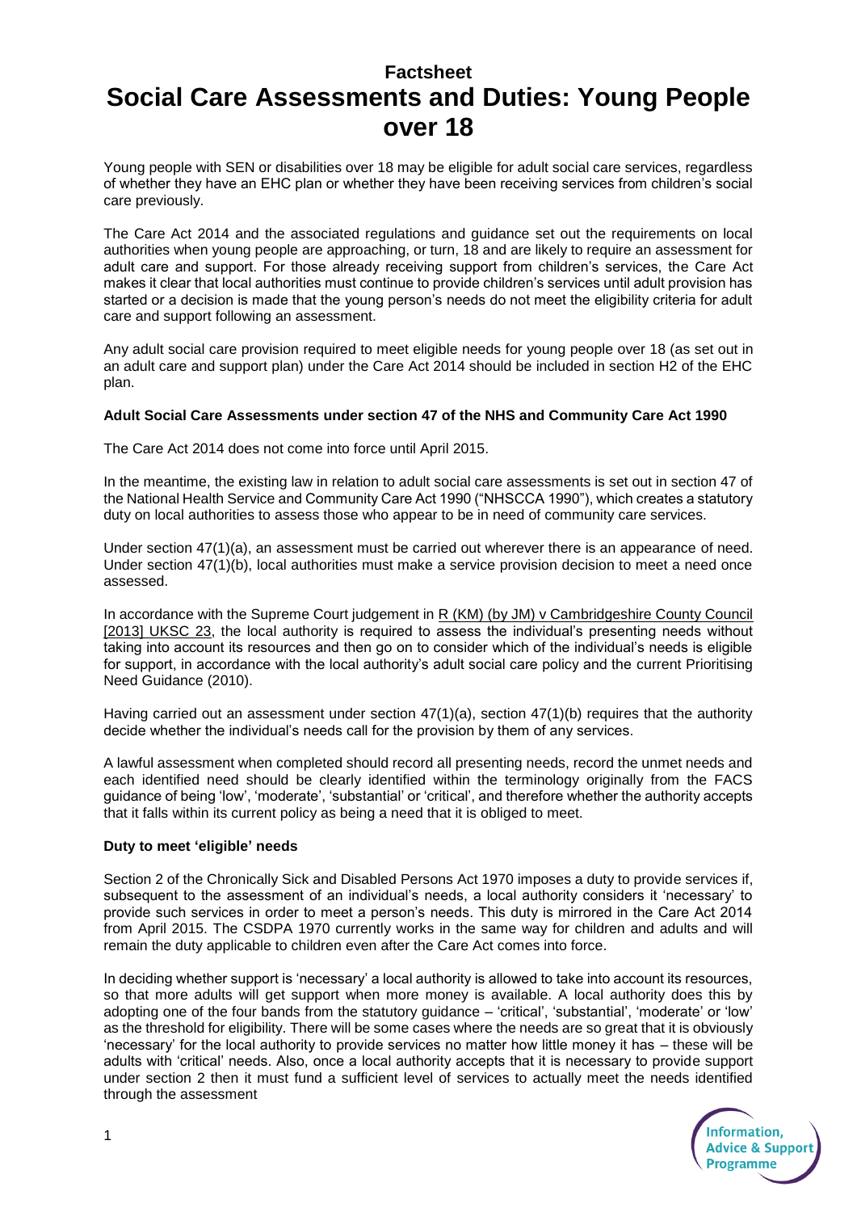# Factsheet

# Social Care Assessments and Duties: Young People over 18

Young people with SEN or disabilities over 18 may be eligible for adult social care services, regardless of whether they have an EHC plan or whether they have been receiving services from children's social care previously.

The Care Act 2014 and the associated regulations and guidance set out the requirements on local authorities when young people are approaching, or turn, 18 and are likely to require an assessment for adult care and support. For those already receiving support from children's services, the Care Act makes it clear that local authorities must continue to provide children's services until adult provision has started or a decision is made that the young person's needs do not meet the eligibility criteria for adult care and support following an assessment.

Any adult social care provision required to meet eligible needs for young people over 18 (as set out in an adult care and support plan) under the Care Act 2014 should be included in section H2 of the EHC plan.

**Adult Social Care Assessments under section 47 of the NHS and Community Care Act 1990**

The Care Act 2014 does not come into force until April 2015.

In the meantime, the existing law in relation to adult social care assessments is set out in section 47 of the National Health Service and Community Care Act 1990 ("NHSCCA 1990"), which creates a statutory duty on local authorities to assess those who appear to be in need of community care services.

Under section 47(1)(a), an assessment must be carried out wherever there is an appearance of need. Under section 47(1)(b), local authorities must make a service provision decision to meet a need once assessed.

In accordance with the Supreme Court judgement in R (KM) (by JM) v Cambridgeshire County Council [2013] UKSC 23, the local authority is required to assess the individual's presenting needs without taking into account its resources and then go on to consider which of the individual's needs is eligible for support, in accordance with the local authority's adult social care policy and the current Prioritising Need Guidance (2010).

Having carried out an assessment under section 47(1)(a), section 47(1)(b) requires that the authority decide whether the individual's needs call for the provision by them of any services.

A lawful assessment when completed should record all presenting needs, record the unmet needs and each identified need should be clearly identified within the terminology originally from the FACS guidance of being 'low', 'moderate', 'substantial' or 'critical', and therefore whether the authority accepts that it falls within its current policy as being a need that it is obliged to meet.

**Duty to meet 'eligible' needs**

Section 2 of the Chronically Sick and Disabled Persons Act 1970 imposes a duty to provide services if, subsequent to the assessment of an individual's needs, a local authority considers it 'necessary' to provide such services in order to meet a person's needs. This duty is mirrored in the Care Act 2014 from April 2015. The CSDPA 1970 currently works in the same way for children and adults and will remain the duty applicable to children even after the Care Act comes into force.

In deciding whether support is 'necessary' a local authority is allowed to take into account its resources, so that more adults will get support when more money is available. A local authority does this by adopting one of the four bands from the statutory guidance – 'critical', 'substantial', 'moderate' or 'low' as the threshold for eligibility. There will be some cases where the needs are so great that it is obviously 'necessary' for the local authority to provide services no matter how little money it has – these will be adults with 'critical' needs. Also, once a local authority accepts that it is necessary to provide support under section 2 then it must fund a sufficient level of services to actually meet the needs identified through the assessment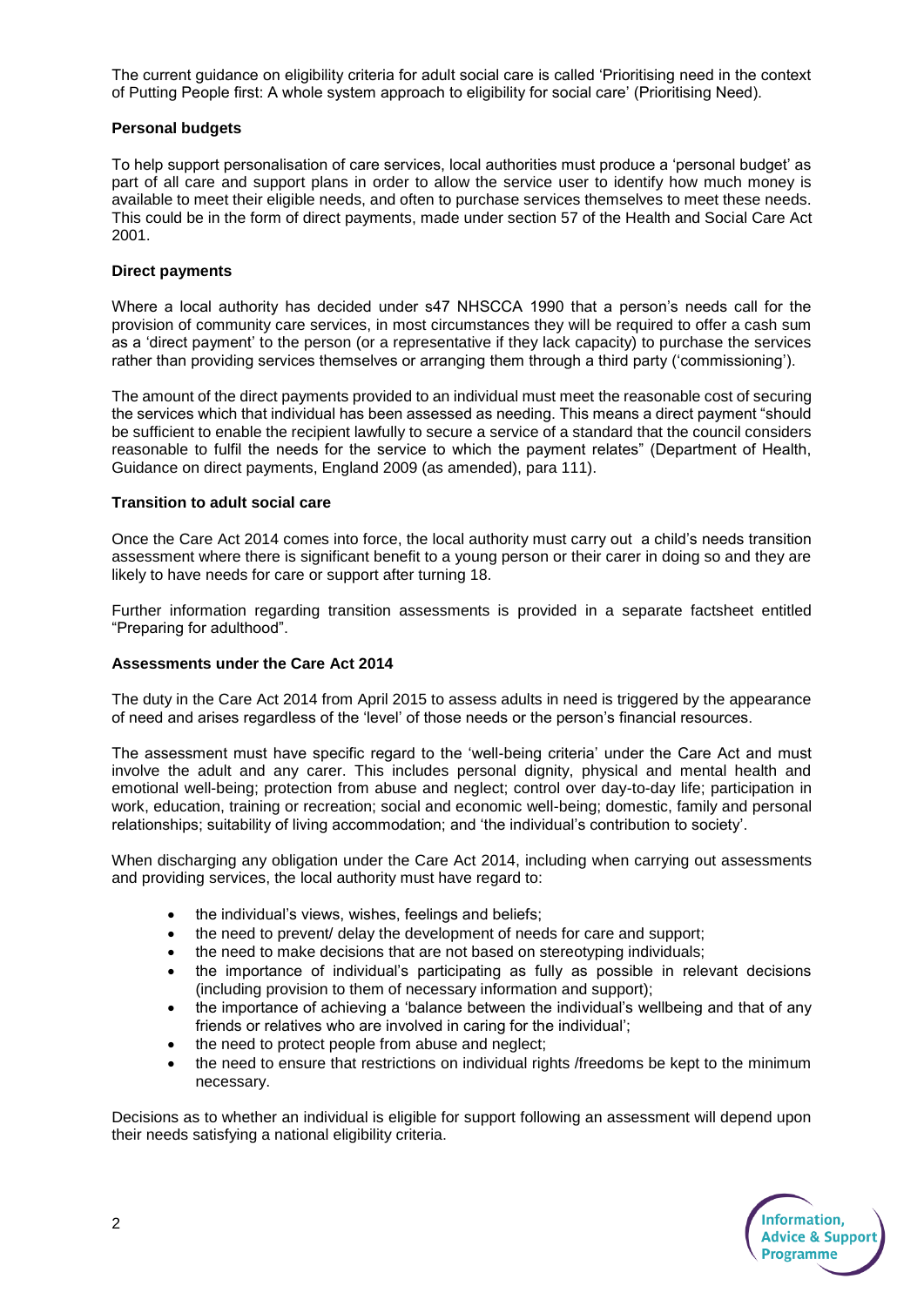The current guidance on eligibility criteria for adult social care is called 'Prioritising need in the context of Putting People first: A whole system approach to eligibility for social care' (Prioritising Need).

**Personal budgets**

To help support personalisation of care services, local authorities must produce a 'personal budget' as part of all care and support plans in order to allow the service user to identify how much money is available to meet their eligible needs, and often to purchase services themselves to meet these needs. This could be in the form of direct payments, made under section 57 of the Health and Social Care Act 2001.

**Direct payments**

Where a local authority has decided under s47 NHSCCA 1990 that a person's needs call for the provision of community care services, in most circumstances they will be required to offer a cash sum as a 'direct payment' to the person (or a representative if they lack capacity) to purchase the services rather than providing services themselves or arranging them through a third party ('commissioning').

The amount of the direct payments provided to an individual must meet the reasonable cost of securing the services which that individual has been assessed as needing. This means a direct payment "should be sufficient to enable the recipient lawfully to secure a service of a standard that the council considers reasonable to fulfil the needs for the service to which the payment relates" (Department of Health, Guidance on direct payments, England 2009 (as amended), para 111).

**Transition to adult social care**

Once the Care Act 2014 comes into force, the local authority must carry out a child's needs transition assessment where there is significant benefit to a young person or their carer in doing so and they are likely to have needs for care or support after turning 18.

Further information regarding transition assessments is provided in a separate factsheet entitled "Preparing for adulthood".

**Assessments under the Care Act 2014**

The duty in the Care Act 2014 from April 2015 to assess adults in need is triggered by the appearance of need and arises regardless of the 'level' of those needs or the person's financial resources.

The assessment must have specific regard to the 'well-being criteria' under the Care Act and must involve the adult and any carer. This includes personal dignity, physical and mental health and emotional well-being; protection from abuse and neglect; control over day-to-day life; participation in work, education, training or recreation; social and economic well-being; domestic, family and personal relationships; suitability of living accommodation; and 'the individual's contribution to society'.

When discharging any obligation under the Care Act 2014, including when carrying out assessments and providing services, the local authority must have regard to:

- the individual's views, wishes, feelings and beliefs;
- the need to prevent/ delay the development of needs for care and support;
- the need to make decisions that are not based on stereotyping individuals;
- the importance of individual's participating as fully as possible in relevant decisions (including provision to them of necessary information and support);
- the importance of achieving a 'balance between the individual's wellbeing and that of any friends or relatives who are involved in caring for the individual';
- the need to protect people from abuse and neglect;
- the need to ensure that restrictions on individual rights /freedoms be kept to the minimum necessary.

Decisions as to whether an individual is eligible for support following an assessment will depend upon their needs satisfying a national eligibility criteria.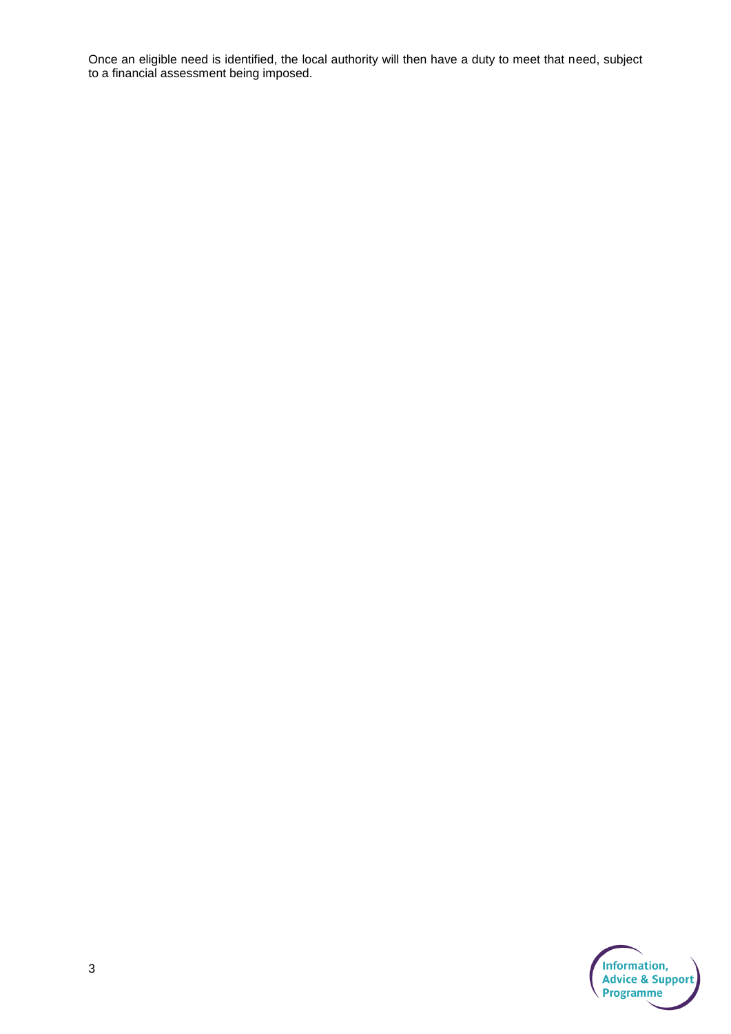Once an eligible need is identified, the local authority will then have a duty to meet that need, subject to a financial assessment being imposed.